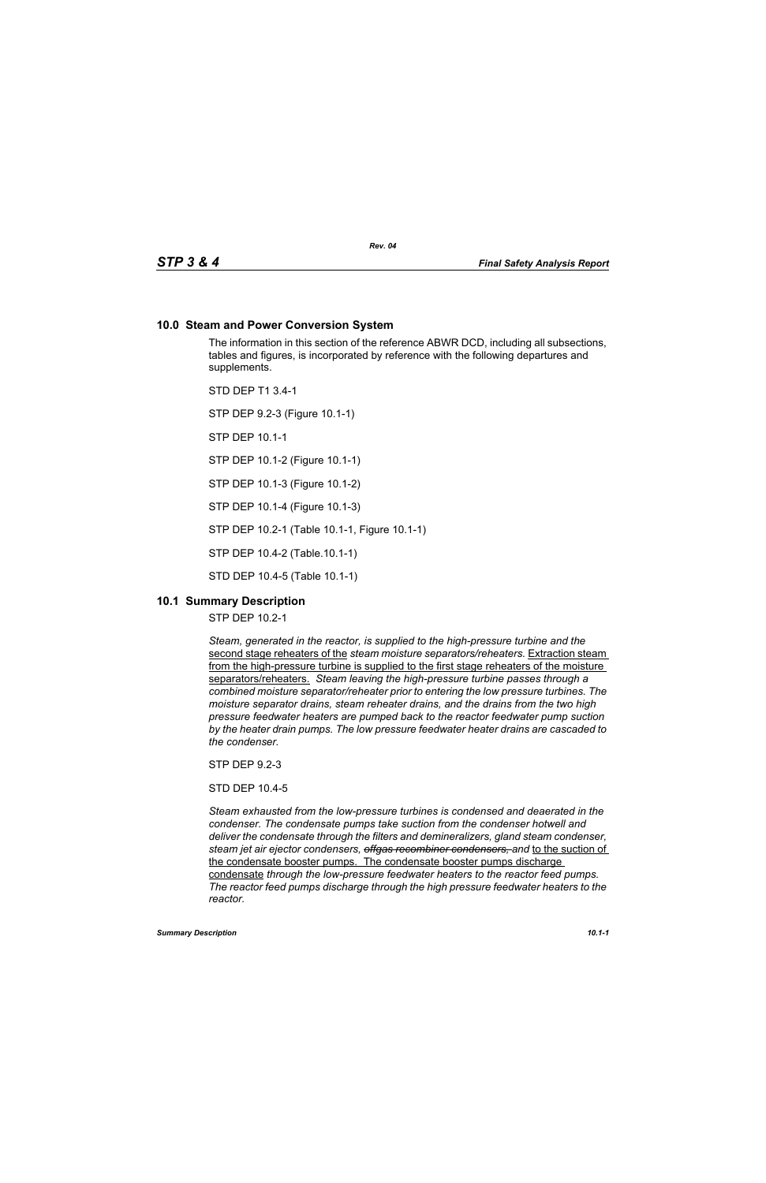## 10.0 Steam and Power Conversion System

The information in this section of the reference ABWR DCD, including all subsections, tables and figures, is incorporated by reference with the following departures and supplements.

STD DEP T1 3.4-1

STP DEP 9.2-3 (Figure 10.1-1)

STP DEP 10.1-1

STP DEP 10.1-2 (Figure 10.1-1)

STP DEP 10.1-3 (Figure 10.1-2)

STP DEP 10.1-4 (Figure 10.1-3)

STP DEP 10.2-1 (Table 10.1-1, Figure 10.1-1)

STP DEP 10.4-2 (Table.10.1-1)

STD DEP 10.4-5 (Table 10.1-1)

## 10.1 Summary Description

STP DEP 10.2-1

*Steam, generated in the reactor, is supplied to the high-pressure turbine and the* <u>second stage reheaters of the</u> *steam moisture separators/reheaters.* <u>Extraction steam from the high-pressure turbine is supplied to the first stage reheaters of the moisture separators/reheaters.</u> *Steam leaving the high-pressure turbine passes through a combined moisture separator/reheater prior to entering the low pressure turbines. The moisture separator drains, steam reheater drains, and the drains from the two high pressure feedwater heaters are pumped back to the reactor feedwater pump suction by the heater drain pumps. The low pressure feedwater heater drains are cascaded to the condenser.*

STP DEP 9.2-3

STD DEP 10.4-5

*Steam exhausted from the low-pressure turbines is condensed and deaerated in the condenser. The condensate pumps take suction from the condenser hotwell and deliver the condensate through the filters and demineralizers, gland steam condenser, steam jet air ejector condensers,* ~~*offgas recombiner condensers,*~~ *and* <u>to the suction of the condensate booster pumps. The condensate booster pumps discharge condensate</u> *through the low-pressure feedwater heaters to the reactor feed pumps. The reactor feed pumps discharge through the high pressure feedwater heaters to the reactor.*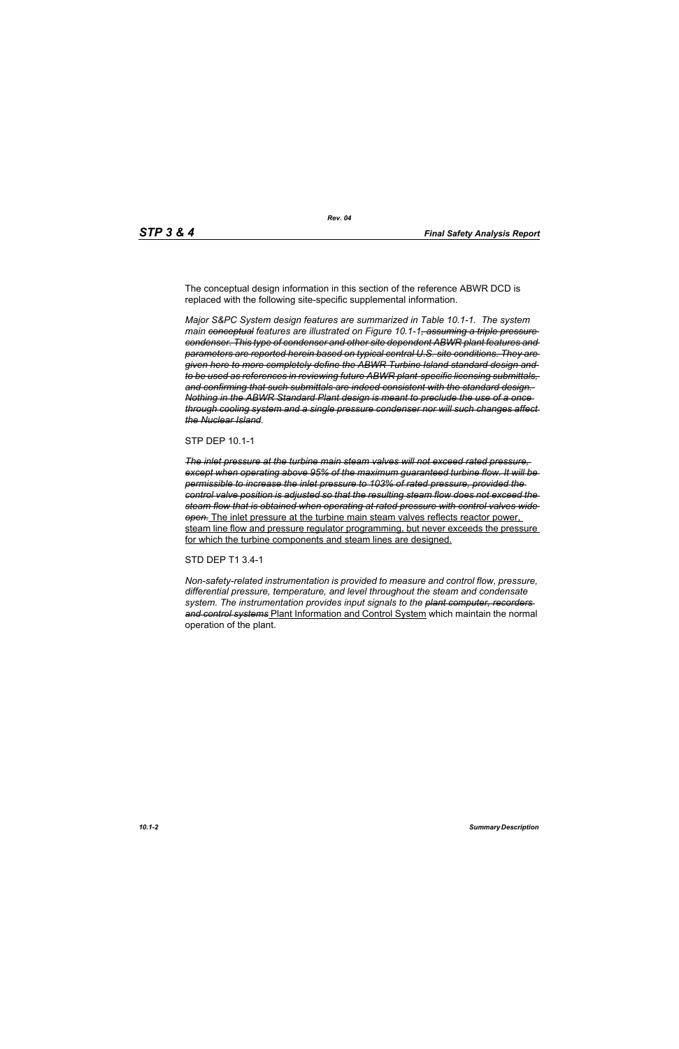The conceptual design information in this section of the reference ABWR DCD is replaced with the following site-specific supplemental information.

*Major S&PC System design features are summarized in Table 10.1-1. The system main ~~conceptual~~ features are illustrated on Figure 10.1-1~~, assuming a triple pressure condenser. This type of condenser and other site dependent ABWR plant features and parameters are reported herein based on typical central U.S. site conditions. They are given here to more completely define the ABWR Turbine Island standard design and to be used as references in reviewing future ABWR plant-specific licensing submittals, and confirming that such submittals are indeed consistent with the standard design. Nothing in the ABWR Standard Plant design is meant to preclude the use of a once-through cooling system and a single pressure condenser nor will such changes affect the Nuclear Island~~.*

STP DEP 10.1-1

*~~The inlet pressure at the turbine main steam valves will not exceed rated pressure, except when operating above 95% of the maximum guaranteed turbine flow. It will be permissible to increase the inlet pressure to 103% of rated pressure, provided the control valve position is adjusted so that the resulting steam flow does not exceed the steam flow that is obtained when operating at rated pressure with control valves wide open.~~* <u>The inlet pressure at the turbine main steam valves reflects reactor power, steam line flow and pressure regulator programming, but never exceeds the pressure for which the turbine components and steam lines are designed.</u>

STD DEP T1 3.4-1

*Non-safety-related instrumentation is provided to measure and control flow, pressure, differential pressure, temperature, and level throughout the steam and condensate system. The instrumentation provides input signals to the ~~plant computer, recorders and control systems~~* <u>Plant Information and Control System</u> which maintain the normal operation of the plant.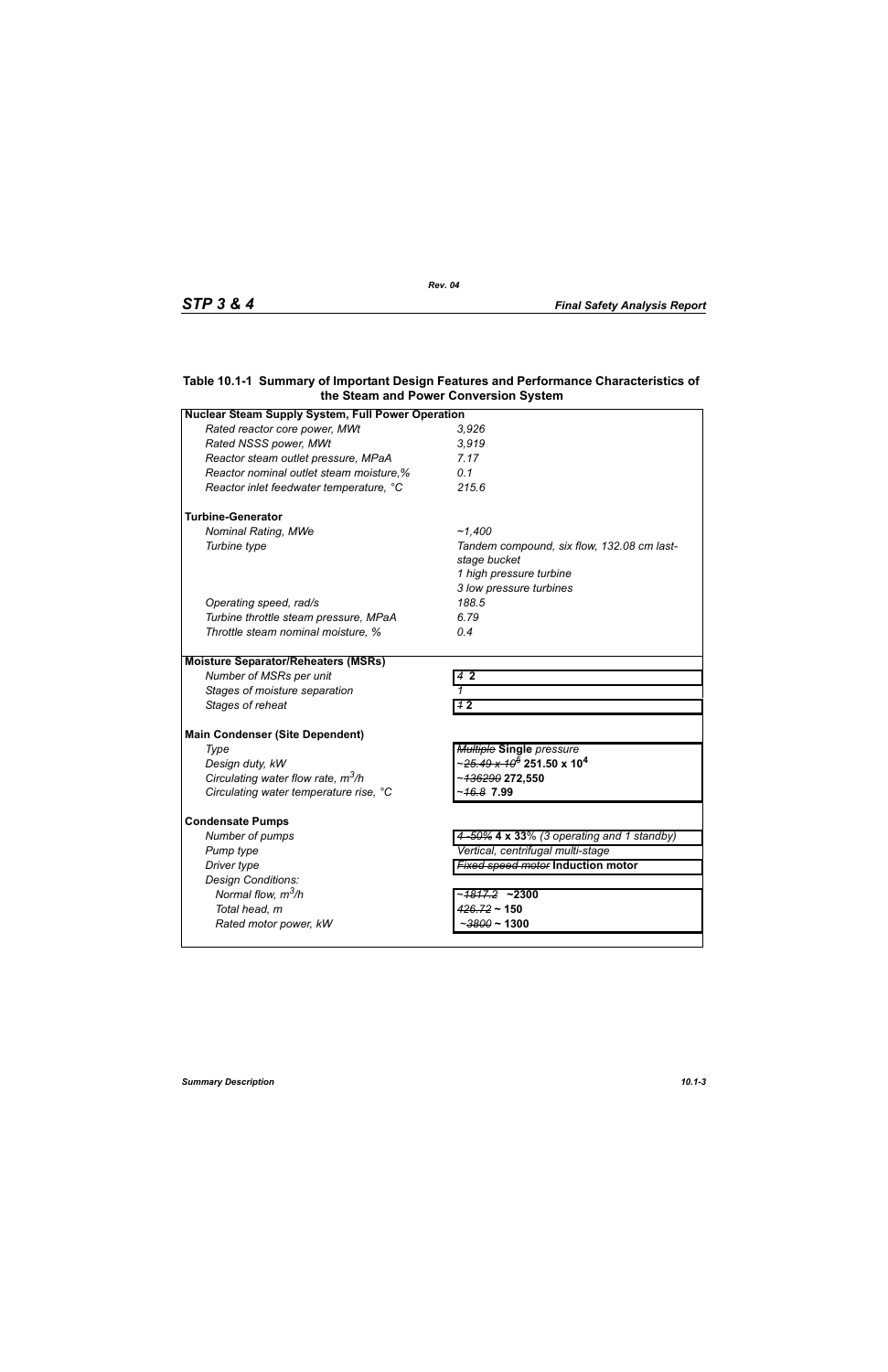**Table 10.1-1 Summary of Important Design Features and Performance Characteristics of the Steam and Power Conversion System**

| **Nuclear Steam Supply System, Full Power Operation** | |
|---|---|
| *Rated reactor core power, MWt* | *3,926* |
| *Rated NSSS power, MWt* | *3,919* |
| *Reactor steam outlet pressure, MPaA* | *7.17* |
| *Reactor nominal outlet steam moisture,%* | *0.1* |
| *Reactor inlet feedwater temperature, °C* | *215.6* |
| **Turbine-Generator** | |
| *Nominal Rating, MWe* | *~1,400* |
| *Turbine type* | *Tandem compound, six flow, 132.08 cm last-stage bucket*<br>*1 high pressure turbine*<br>*3 low pressure turbines* |
| *Operating speed, rad/s* | *188.5* |
| *Turbine throttle steam pressure, MPaA* | *6.79* |
| *Throttle steam nominal moisture, %* | *0.4* |
| **Moisture Separator/Reheaters (MSRs)** | |
| *Number of MSRs per unit* | ~~*4*~~ **2** |
| *Stages of moisture separation* | *1* |
| *Stages of reheat* | ~~*1*~~ **2** |
| **Main Condenser (Site Dependent)** | |
| *Type* | ~~*Multiple*~~ **Single** *pressure* |
| *Design duty, kW* | ~~*~25.49 x 10^5*~~ **251.50 x 10^4** |
| *Circulating water flow rate, $m^3/h$* | ~~*~136290*~~ **272,550** |
| *Circulating water temperature rise, °C* | ~~*~16.8*~~ **7.99** |
| **Condensate Pumps** | |
| *Number of pumps* | ~~*4 -50%*~~ **4 x 33**% *(3 operating and 1 standby)* |
| *Pump type* | *Vertical, centrifugal multi-stage* |
| *Driver type* | ~~*Fixed speed motor*~~ **Induction motor** |
| *Design Conditions:* | |
| *Normal flow, $m^3/h$* | ~~*~1817.2*~~ **~2300** |
| *Total head, m* | ~~*426.72*~~ **~ 150** |
| *Rated motor power, kW* | ~~*~3800*~~ **~ 1300** |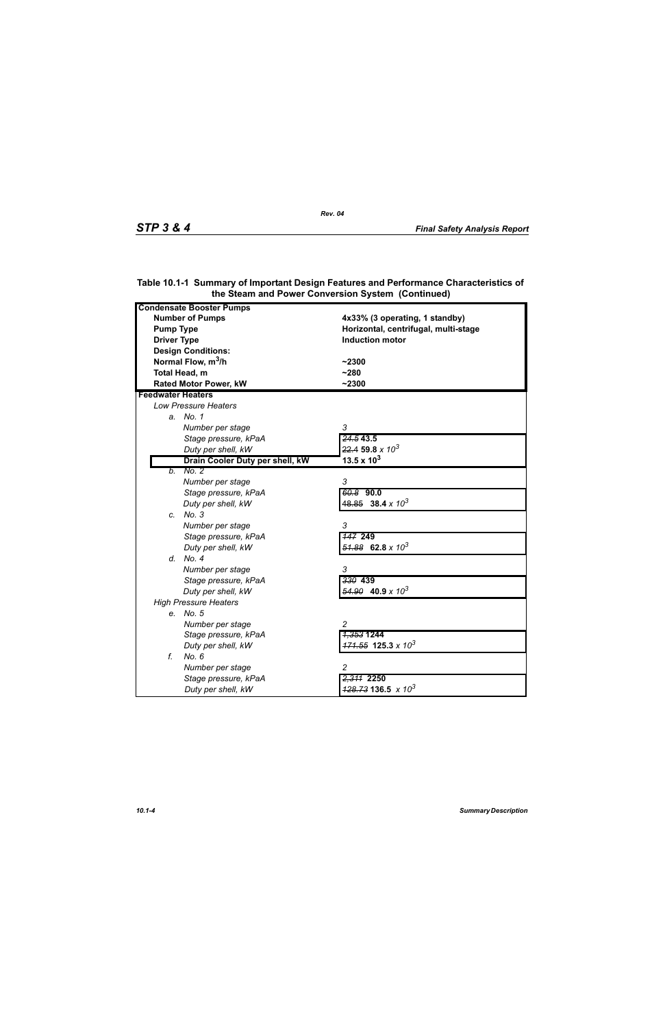**Table 10.1-1 Summary of Important Design Features and Performance Characteristics of the Steam and Power Conversion System (Continued)**

| | |
|---|---|
| **Condensate Booster Pumps** | |
| **Number of Pumps** | **4x33% (3 operating, 1 standby)** |
| **Pump Type** | **Horizontal, centrifugal, multi-stage** |
| **Driver Type** | **Induction motor** |
| **Design Conditions:** | |
| **Normal Flow, $m^3/h$** | **~2300** |
| **Total Head, m** | **~280** |
| **Rated Motor Power, kW** | **~2300** |
| **Feedwater Heaters** | |
| *Low Pressure Heaters* | |
| *a. No. 1* | |
| *Number per stage* | *3* |
| *Stage pressure, kPaA* | ~~*24.5*~~ **43.5** |
| *Duty per shell, kW* | ~~*22.4*~~ **59.8** *x $10^3$* |
| **Drain Cooler Duty per shell, kW** | **13.5 x $10^3$** |
| *b. No. 2* | |
| *Number per stage* | *3* |
| *Stage pressure, kPaA* | ~~*60.8*~~ **90.0** |
| *Duty per shell, kW* | ~~*48.85*~~ **38.4** *x $10^3$* |
| *c. No. 3* | |
| *Number per stage* | *3* |
| *Stage pressure, kPaA* | ~~*147*~~ **249** |
| *Duty per shell, kW* | ~~*51.88*~~ **62.8** *x $10^3$* |
| *d. No. 4* | |
| *Number per stage* | *3* |
| *Stage pressure, kPaA* | ~~*330*~~ **439** |
| *Duty per shell, kW* | ~~*54.90*~~ **40.9** *x $10^3$* |
| *High Pressure Heaters* | |
| *e. No. 5* | |
| *Number per stage* | *2* |
| *Stage pressure, kPaA* | ~~*1,353*~~ **1244** |
| *Duty per shell, kW* | ~~*171.55*~~ **125.3** *x $10^3$* |
| *f. No. 6* | |
| *Number per stage* | *2* |
| *Stage pressure, kPaA* | ~~*2,311*~~ **2250** |
| *Duty per shell, kW* | ~~*128.73*~~ **136.5** *x $10^3$* |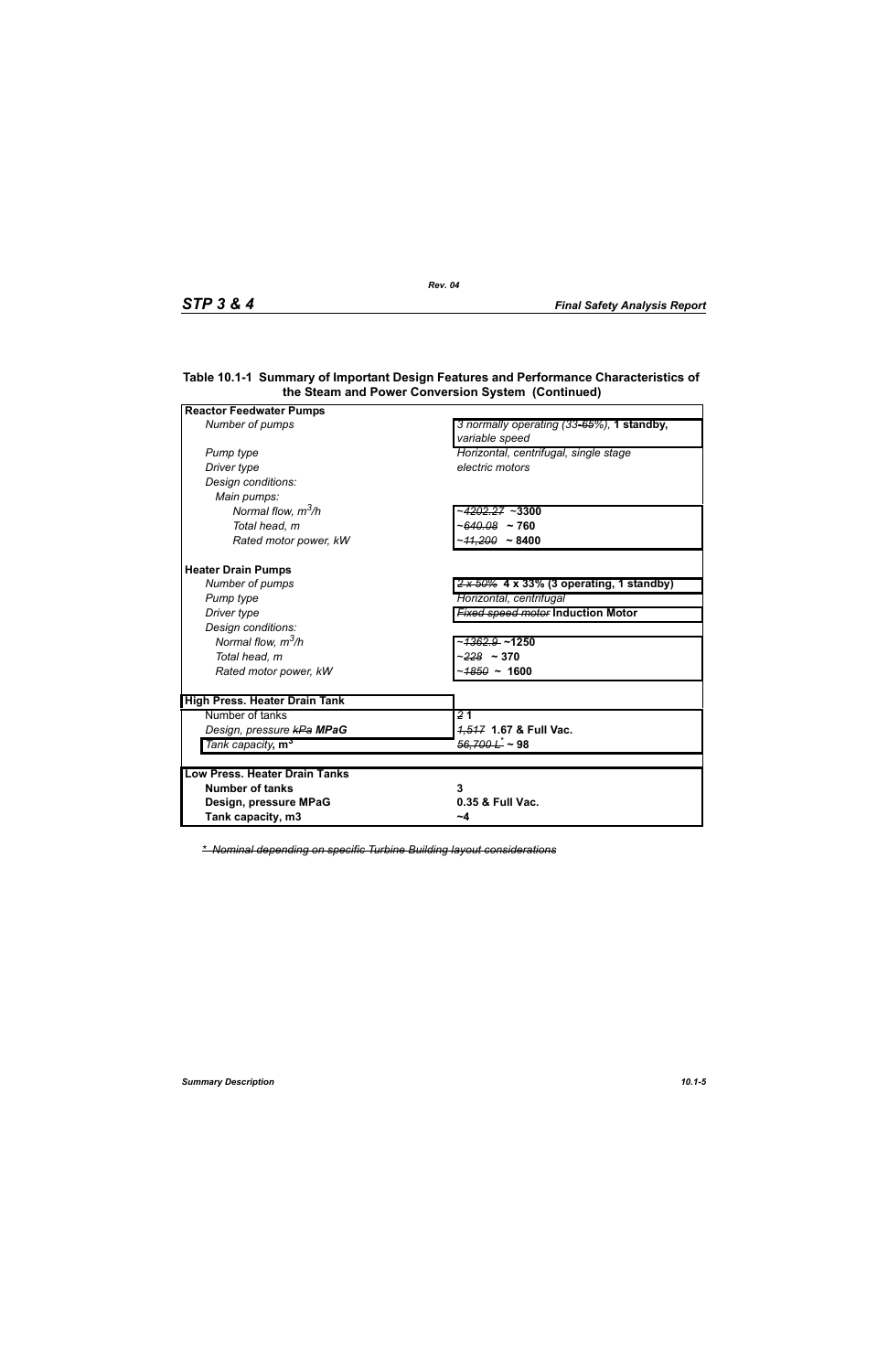**Table 10.1-1 Summary of Important Design Features and Performance Characteristics of the Steam and Power Conversion System (Continued)**

| | |
|---|---|
| **Reactor Feedwater Pumps** | |
| *Number of pumps* | *3 normally operating (33~~-65%~~)*, **1 standby,** *variable speed* |
| *Pump type* | *Horizontal, centrifugal, single stage* |
| *Driver type* | *electric motors* |
| *Design conditions:* | |
| *Main pumps:* | |
| *Normal flow,* $m^3/h$ | ~~*~4202.27*~~ **~3300** |
| *Total head, m* | *~*~~*640.08*~~ **~ 760** |
| *Rated motor power, kW* | *~*~~*11,200*~~ **~ 8400** |
| | |
| **Heater Drain Pumps** | |
| *Number of pumps* | ~~*2 x 50%*~~ **4 x 33% (3 operating, 1 standby)** |
| *Pump type* | *Horizontal, centrifugal* |
| *Driver type* | ~~*Fixed speed motor*~~ **Induction Motor** |
| *Design conditions:* | |
| *Normal flow,* $m^3/h$ | *~*~~*1362.9*~~ **~1250** |
| *Total head, m* | *~*~~*228*~~ **~ 370** |
| *Rated motor power, kW* | *~*~~*1850*~~ **~ 1600** |
| | |
| **High Press. Heater Drain Tank** | |
| Number of tanks | ~~2~~ **1** |
| *Design, pressure* ~~*kPa*~~ ***MPaG*** | ~~*1,517*~~ **1.67 & Full Vac.** |
| *Tank capacity*, $\mathbf{m^3}$ | ~~*56,700 L*\**~~ **~ 98** |
| | |
| **Low Press. Heater Drain Tanks** | |
| **Number of tanks** | **3** |
| **Design, pressure MPaG** | **0.35 & Full Vac.** |
| **Tank capacity, m3** | **~4** |

~~*\* Nominal depending on specific Turbine Building layout considerations*~~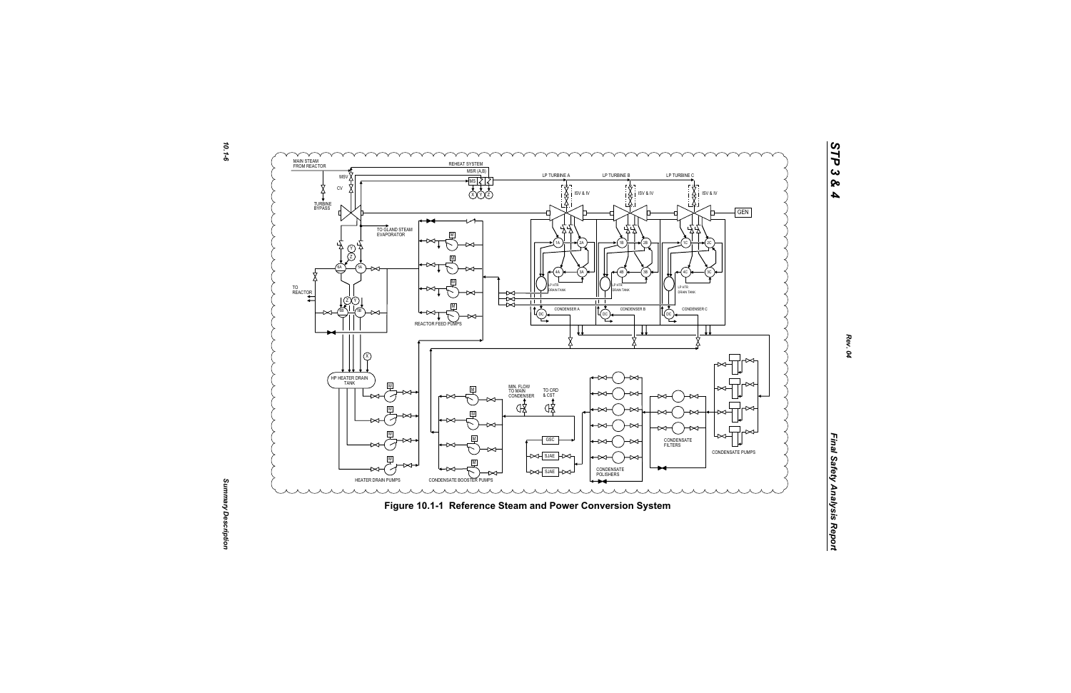MAIN STEAM FROM REACTOR

MSV

CV

TURBINE BYPASS

REHEAT SYSTEM

MSR (A,B)

MS Y Z

X Y Z

LP TURBINE A

LP TURBINE B

LP TURBINE C

ISV & IV

ISV & IV

ISV & IV

GEN

TO GLAND STEAM EVAPORATOR

TO REACTOR

6A 6B

5B 5B

Z Y

1A 2A 4A 3A

1B 2B 4B 3B

1C 2C 4C 3C

LP HTR DRAIN TANK

LP HTR DRAIN TANK

LP HTR DRAIN TANK

CONDENSER A

CONDENSER B

CONDENSER C

DC DC DC

REACTOR FEED PUMPS

HP HEATER DRAIN TANK

X

HEATER DRAIN PUMPS

CONDENSATE BOOSTER PUMPS

MIN. FLOW TO MAIN CONDENSER

TO CRD & CST

GSC

SJAE

SJAE

CONDENSATE POLISHERS

CONDENSATE FILTERS

CONDENSATE PUMPS

**Figure 10.1-1 Reference Steam and Power Conversion System**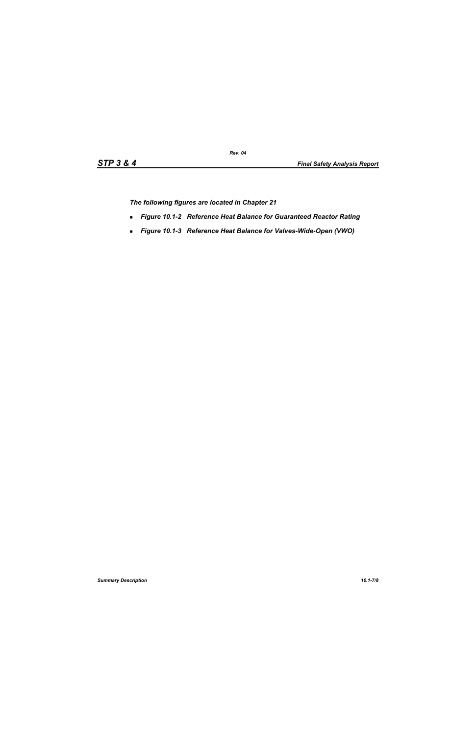*The following figures are located in Chapter 21*

- ***Figure 10.1-2 Reference Heat Balance for Guaranteed Reactor Rating***
- ***Figure 10.1-3 Reference Heat Balance for Valves-Wide-Open (VWO)***